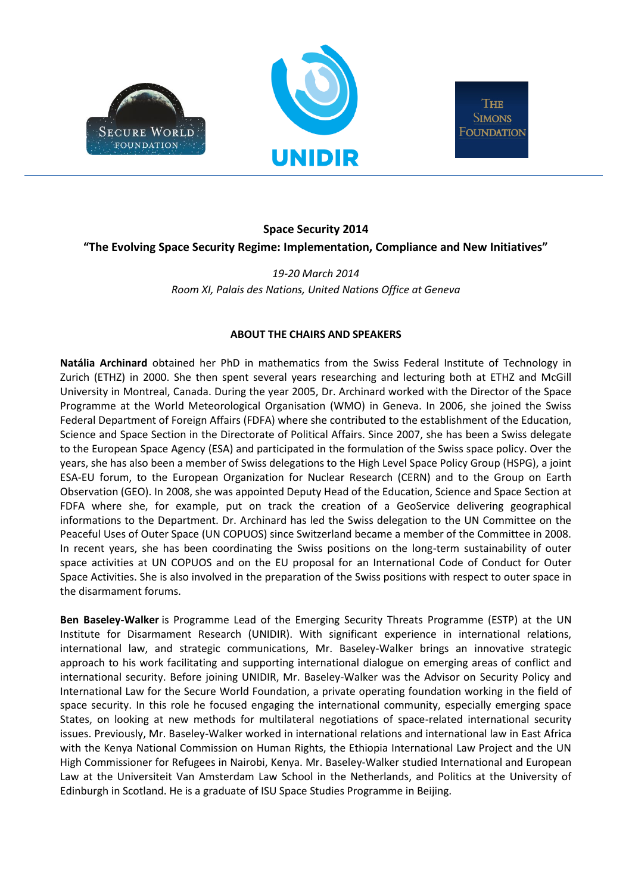**Space Security 2014**

**"The Evolving Space Security Regime: Implementation, Compliance and New Initiatives"**

*19-20 March 2014*

*Room XI, Palais des Nations, United Nations Office at Geneva*

**ABOUT THE CHAIRS AND SPEAKERS**

**Natália Archinard** obtained her PhD in mathematics from the Swiss Federal Institute of Technology in Zurich (ETHZ) in 2000. She then spent several years researching and lecturing both at ETHZ and McGill University in Montreal, Canada. During the year 2005, Dr. Archinard worked with the Director of the Space Programme at the World Meteorological Organisation (WMO) in Geneva. In 2006, she joined the Swiss Federal Department of Foreign Affairs (FDFA) where she contributed to the establishment of the Education, Science and Space Section in the Directorate of Political Affairs. Since 2007, she has been a Swiss delegate to the European Space Agency (ESA) and participated in the formulation of the Swiss space policy. Over the years, she has also been a member of Swiss delegations to the High Level Space Policy Group (HSPG), a joint ESA-EU forum, to the European Organization for Nuclear Research (CERN) and to the Group on Earth Observation (GEO). In 2008, she was appointed Deputy Head of the Education, Science and Space Section at FDFA where she, for example, put on track the creation of a GeoService delivering geographical informations to the Department. Dr. Archinard has led the Swiss delegation to the UN Committee on the Peaceful Uses of Outer Space (UN COPUOS) since Switzerland became a member of the Committee in 2008. In recent years, she has been coordinating the Swiss positions on the long-term sustainability of outer space activities at UN COPUOS and on the EU proposal for an International Code of Conduct for Outer Space Activities. She is also involved in the preparation of the Swiss positions with respect to outer space in the disarmament forums.

**Ben Baseley-Walker** is Programme Lead of the Emerging Security Threats Programme (ESTP) at the UN Institute for Disarmament Research (UNIDIR). With significant experience in international relations, international law, and strategic communications, Mr. Baseley-Walker brings an innovative strategic approach to his work facilitating and supporting international dialogue on emerging areas of conflict and international security. Before joining UNIDIR, Mr. Baseley-Walker was the Advisor on Security Policy and International Law for the Secure World Foundation, a private operating foundation working in the field of space security. In this role he focused engaging the international community, especially emerging space States, on looking at new methods for multilateral negotiations of space-related international security issues. Previously, Mr. Baseley-Walker worked in international relations and international law in East Africa with the Kenya National Commission on Human Rights, the Ethiopia International Law Project and the UN High Commissioner for Refugees in Nairobi, Kenya. Mr. Baseley-Walker studied International and European Law at the Universiteit Van Amsterdam Law School in the Netherlands, and Politics at the University of Edinburgh in Scotland. He is a graduate of ISU Space Studies Programme in Beijing.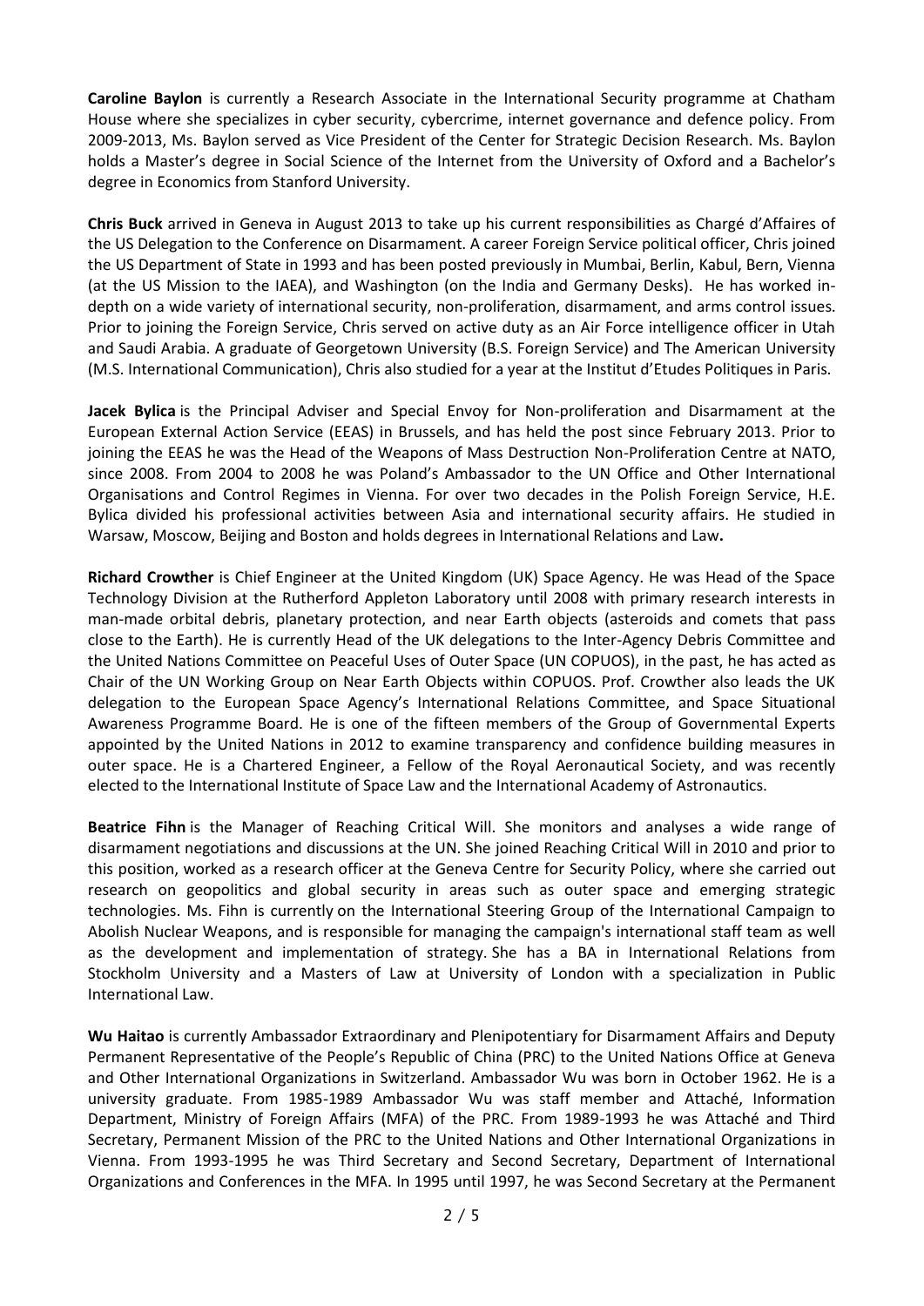**Caroline Baylon** is currently a Research Associate in the International Security programme at Chatham House where she specializes in cyber security, cybercrime, internet governance and defence policy. From 2009-2013, Ms. Baylon served as Vice President of the Center for Strategic Decision Research. Ms. Baylon holds a Master's degree in Social Science of the Internet from the University of Oxford and a Bachelor's degree in Economics from Stanford University.

**Chris Buck** arrived in Geneva in August 2013 to take up his current responsibilities as Chargé d'Affaires of the US Delegation to the Conference on Disarmament. A career Foreign Service political officer, Chris joined the US Department of State in 1993 and has been posted previously in Mumbai, Berlin, Kabul, Bern, Vienna (at the US Mission to the IAEA), and Washington (on the India and Germany Desks). He has worked in-depth on a wide variety of international security, non-proliferation, disarmament, and arms control issues. Prior to joining the Foreign Service, Chris served on active duty as an Air Force intelligence officer in Utah and Saudi Arabia. A graduate of Georgetown University (B.S. Foreign Service) and The American University (M.S. International Communication), Chris also studied for a year at the Institut d'Etudes Politiques in Paris.

**Jacek Bylica** is the Principal Adviser and Special Envoy for Non-proliferation and Disarmament at the European External Action Service (EEAS) in Brussels, and has held the post since February 2013. Prior to joining the EEAS he was the Head of the Weapons of Mass Destruction Non-Proliferation Centre at NATO, since 2008. From 2004 to 2008 he was Poland's Ambassador to the UN Office and Other International Organisations and Control Regimes in Vienna. For over two decades in the Polish Foreign Service, H.E. Bylica divided his professional activities between Asia and international security affairs. He studied in Warsaw, Moscow, Beijing and Boston and holds degrees in International Relations and Law**.**

**Richard Crowther** is Chief Engineer at the United Kingdom (UK) Space Agency. He was Head of the Space Technology Division at the Rutherford Appleton Laboratory until 2008 with primary research interests in man-made orbital debris, planetary protection, and near Earth objects (asteroids and comets that pass close to the Earth). He is currently Head of the UK delegations to the Inter-Agency Debris Committee and the United Nations Committee on Peaceful Uses of Outer Space (UN COPUOS), in the past, he has acted as Chair of the UN Working Group on Near Earth Objects within COPUOS. Prof. Crowther also leads the UK delegation to the European Space Agency's International Relations Committee, and Space Situational Awareness Programme Board. He is one of the fifteen members of the Group of Governmental Experts appointed by the United Nations in 2012 to examine transparency and confidence building measures in outer space. He is a Chartered Engineer, a Fellow of the Royal Aeronautical Society, and was recently elected to the International Institute of Space Law and the International Academy of Astronautics.

**Beatrice Fihn** is the Manager of Reaching Critical Will. She monitors and analyses a wide range of disarmament negotiations and discussions at the UN. She joined Reaching Critical Will in 2010 and prior to this position, worked as a research officer at the Geneva Centre for Security Policy, where she carried out research on geopolitics and global security in areas such as outer space and emerging strategic technologies. Ms. Fihn is currently on the International Steering Group of the International Campaign to Abolish Nuclear Weapons, and is responsible for managing the campaign's international staff team as well as the development and implementation of strategy. She has a BA in International Relations from Stockholm University and a Masters of Law at University of London with a specialization in Public International Law.

**Wu Haitao** is currently Ambassador Extraordinary and Plenipotentiary for Disarmament Affairs and Deputy Permanent Representative of the People's Republic of China (PRC) to the United Nations Office at Geneva and Other International Organizations in Switzerland. Ambassador Wu was born in October 1962. He is a university graduate. From 1985-1989 Ambassador Wu was staff member and Attaché, Information Department, Ministry of Foreign Affairs (MFA) of the PRC. From 1989-1993 he was Attaché and Third Secretary, Permanent Mission of the PRC to the United Nations and Other International Organizations in Vienna. From 1993-1995 he was Third Secretary and Second Secretary, Department of International Organizations and Conferences in the MFA. In 1995 until 1997, he was Second Secretary at the Permanent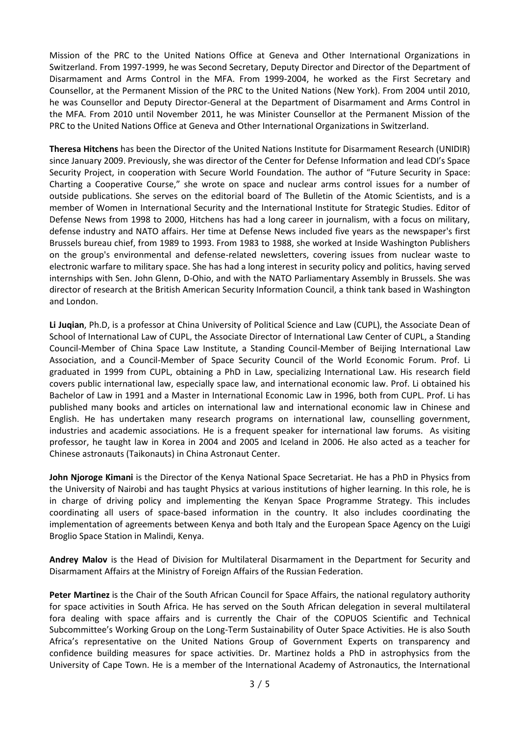Mission of the PRC to the United Nations Office at Geneva and Other International Organizations in Switzerland. From 1997-1999, he was Second Secretary, Deputy Director and Director of the Department of Disarmament and Arms Control in the MFA. From 1999-2004, he worked as the First Secretary and Counsellor, at the Permanent Mission of the PRC to the United Nations (New York). From 2004 until 2010, he was Counsellor and Deputy Director-General at the Department of Disarmament and Arms Control in the MFA. From 2010 until November 2011, he was Minister Counsellor at the Permanent Mission of the PRC to the United Nations Office at Geneva and Other International Organizations in Switzerland.

**Theresa Hitchens** has been the Director of the United Nations Institute for Disarmament Research (UNIDIR) since January 2009. Previously, she was director of the Center for Defense Information and lead CDI's Space Security Project, in cooperation with Secure World Foundation. The author of "Future Security in Space: Charting a Cooperative Course," she wrote on space and nuclear arms control issues for a number of outside publications. She serves on the editorial board of The Bulletin of the Atomic Scientists, and is a member of Women in International Security and the International Institute for Strategic Studies. Editor of Defense News from 1998 to 2000, Hitchens has had a long career in journalism, with a focus on military, defense industry and NATO affairs. Her time at Defense News included five years as the newspaper's first Brussels bureau chief, from 1989 to 1993. From 1983 to 1988, she worked at Inside Washington Publishers on the group's environmental and defense-related newsletters, covering issues from nuclear waste to electronic warfare to military space. She has had a long interest in security policy and politics, having served internships with Sen. John Glenn, D-Ohio, and with the NATO Parliamentary Assembly in Brussels. She was director of research at the British American Security Information Council, a think tank based in Washington and London.

**Li Juqian**, Ph.D, is a professor at China University of Political Science and Law (CUPL), the Associate Dean of School of International Law of CUPL, the Associate Director of International Law Center of CUPL, a Standing Council-Member of China Space Law Institute, a Standing Council-Member of Beijing International Law Association, and a Council-Member of Space Security Council of the World Economic Forum. Prof. Li graduated in 1999 from CUPL, obtaining a PhD in Law, specializing International Law. His research field covers public international law, especially space law, and international economic law. Prof. Li obtained his Bachelor of Law in 1991 and a Master in International Economic Law in 1996, both from CUPL. Prof. Li has published many books and articles on international law and international economic law in Chinese and English. He has undertaken many research programs on international law, counselling government, industries and academic associations. He is a frequent speaker for international law forums. As visiting professor, he taught law in Korea in 2004 and 2005 and Iceland in 2006. He also acted as a teacher for Chinese astronauts (Taikonauts) in China Astronaut Center.

**John Njoroge Kimani** is the Director of the Kenya National Space Secretariat. He has a PhD in Physics from the University of Nairobi and has taught Physics at various institutions of higher learning. In this role, he is in charge of driving policy and implementing the Kenyan Space Programme Strategy. This includes coordinating all users of space-based information in the country. It also includes coordinating the implementation of agreements between Kenya and both Italy and the European Space Agency on the Luigi Broglio Space Station in Malindi, Kenya.

**Andrey Malov** is the Head of Division for Multilateral Disarmament in the Department for Security and Disarmament Affairs at the Ministry of Foreign Affairs of the Russian Federation.

**Peter Martinez** is the Chair of the South African Council for Space Affairs, the national regulatory authority for space activities in South Africa. He has served on the South African delegation in several multilateral fora dealing with space affairs and is currently the Chair of the COPUOS Scientific and Technical Subcommittee's Working Group on the Long-Term Sustainability of Outer Space Activities. He is also South Africa's representative on the United Nations Group of Government Experts on transparency and confidence building measures for space activities. Dr. Martinez holds a PhD in astrophysics from the University of Cape Town. He is a member of the International Academy of Astronautics, the International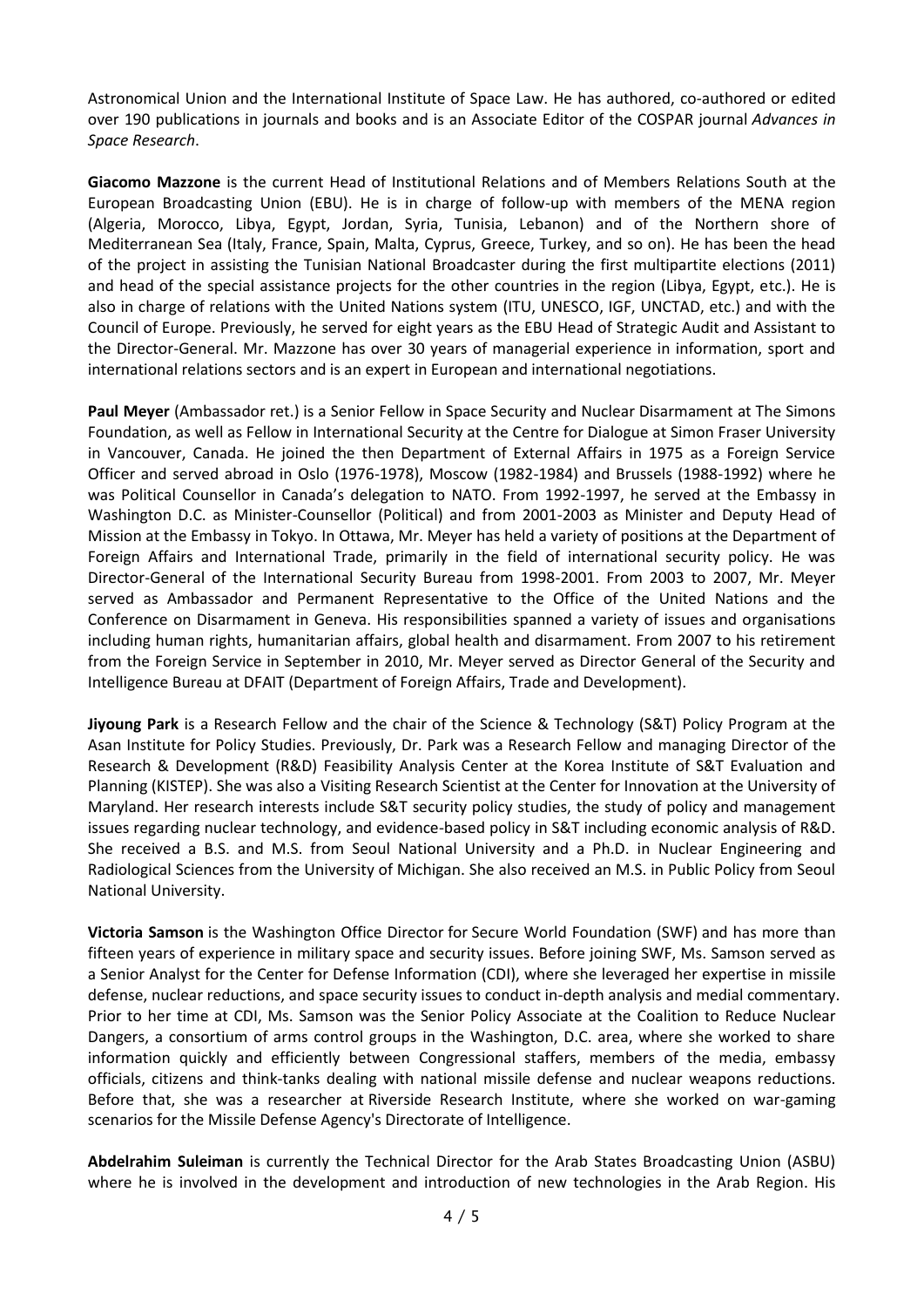Astronomical Union and the International Institute of Space Law. He has authored, co-authored or edited over 190 publications in journals and books and is an Associate Editor of the COSPAR journal *Advances in Space Research*.

**Giacomo Mazzone** is the current Head of Institutional Relations and of Members Relations South at the European Broadcasting Union (EBU). He is in charge of follow-up with members of the MENA region (Algeria, Morocco, Libya, Egypt, Jordan, Syria, Tunisia, Lebanon) and of the Northern shore of Mediterranean Sea (Italy, France, Spain, Malta, Cyprus, Greece, Turkey, and so on). He has been the head of the project in assisting the Tunisian National Broadcaster during the first multipartite elections (2011) and head of the special assistance projects for the other countries in the region (Libya, Egypt, etc.). He is also in charge of relations with the United Nations system (ITU, UNESCO, IGF, UNCTAD, etc.) and with the Council of Europe. Previously, he served for eight years as the EBU Head of Strategic Audit and Assistant to the Director-General. Mr. Mazzone has over 30 years of managerial experience in information, sport and international relations sectors and is an expert in European and international negotiations.

**Paul Meyer** (Ambassador ret.) is a Senior Fellow in Space Security and Nuclear Disarmament at The Simons Foundation, as well as Fellow in International Security at the Centre for Dialogue at Simon Fraser University in Vancouver, Canada. He joined the then Department of External Affairs in 1975 as a Foreign Service Officer and served abroad in Oslo (1976-1978), Moscow (1982-1984) and Brussels (1988-1992) where he was Political Counsellor in Canada's delegation to NATO. From 1992-1997, he served at the Embassy in Washington D.C. as Minister-Counsellor (Political) and from 2001-2003 as Minister and Deputy Head of Mission at the Embassy in Tokyo. In Ottawa, Mr. Meyer has held a variety of positions at the Department of Foreign Affairs and International Trade, primarily in the field of international security policy. He was Director-General of the International Security Bureau from 1998-2001. From 2003 to 2007, Mr. Meyer served as Ambassador and Permanent Representative to the Office of the United Nations and the Conference on Disarmament in Geneva. His responsibilities spanned a variety of issues and organisations including human rights, humanitarian affairs, global health and disarmament. From 2007 to his retirement from the Foreign Service in September in 2010, Mr. Meyer served as Director General of the Security and Intelligence Bureau at DFAIT (Department of Foreign Affairs, Trade and Development).

**Jiyoung Park** is a Research Fellow and the chair of the Science & Technology (S&T) Policy Program at the Asan Institute for Policy Studies. Previously, Dr. Park was a Research Fellow and managing Director of the Research & Development (R&D) Feasibility Analysis Center at the Korea Institute of S&T Evaluation and Planning (KISTEP). She was also a Visiting Research Scientist at the Center for Innovation at the University of Maryland. Her research interests include S&T security policy studies, the study of policy and management issues regarding nuclear technology, and evidence-based policy in S&T including economic analysis of R&D. She received a B.S. and M.S. from Seoul National University and a Ph.D. in Nuclear Engineering and Radiological Sciences from the University of Michigan. She also received an M.S. in Public Policy from Seoul National University.

**Victoria Samson** is the Washington Office Director for Secure World Foundation (SWF) and has more than fifteen years of experience in military space and security issues. Before joining SWF, Ms. Samson served as a Senior Analyst for the Center for Defense Information (CDI), where she leveraged her expertise in missile defense, nuclear reductions, and space security issues to conduct in-depth analysis and medial commentary. Prior to her time at CDI, Ms. Samson was the Senior Policy Associate at the Coalition to Reduce Nuclear Dangers, a consortium of arms control groups in the Washington, D.C. area, where she worked to share information quickly and efficiently between Congressional staffers, members of the media, embassy officials, citizens and think-tanks dealing with national missile defense and nuclear weapons reductions. Before that, she was a researcher at Riverside Research Institute, where she worked on war-gaming scenarios for the Missile Defense Agency's Directorate of Intelligence.

**Abdelrahim Suleiman** is currently the Technical Director for the Arab States Broadcasting Union (ASBU) where he is involved in the development and introduction of new technologies in the Arab Region. His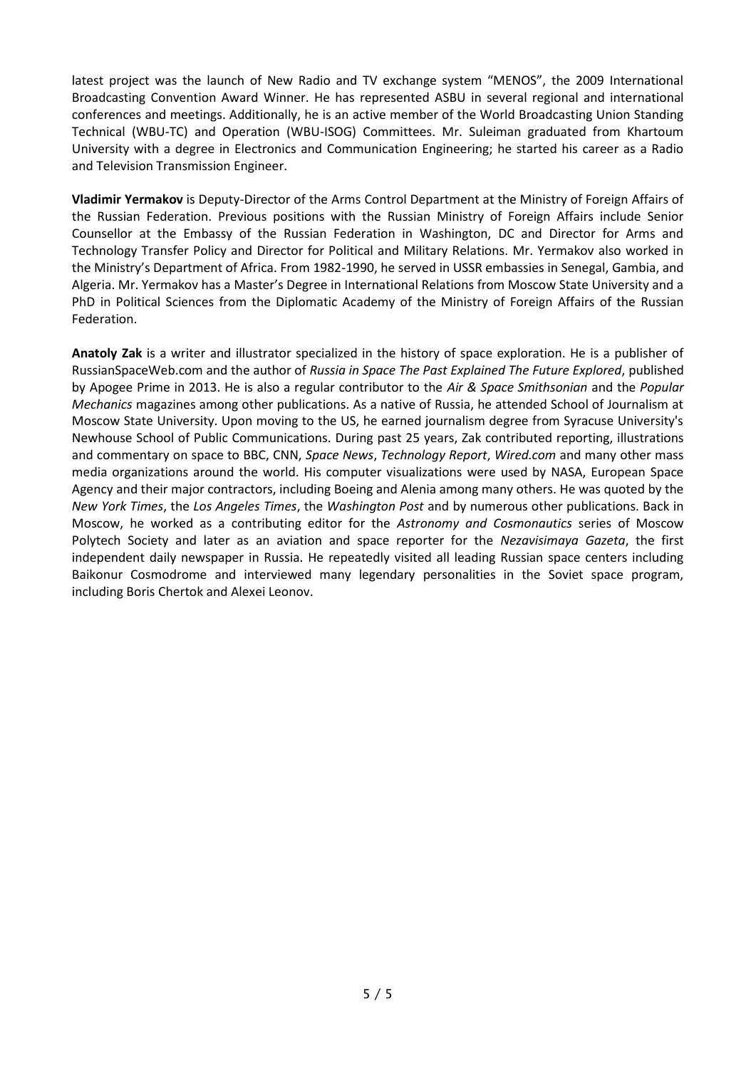latest project was the launch of New Radio and TV exchange system "MENOS", the 2009 International Broadcasting Convention Award Winner. He has represented ASBU in several regional and international conferences and meetings. Additionally, he is an active member of the World Broadcasting Union Standing Technical (WBU-TC) and Operation (WBU-ISOG) Committees. Mr. Suleiman graduated from Khartoum University with a degree in Electronics and Communication Engineering; he started his career as a Radio and Television Transmission Engineer.

**Vladimir Yermakov** is Deputy-Director of the Arms Control Department at the Ministry of Foreign Affairs of the Russian Federation. Previous positions with the Russian Ministry of Foreign Affairs include Senior Counsellor at the Embassy of the Russian Federation in Washington, DC and Director for Arms and Technology Transfer Policy and Director for Political and Military Relations. Mr. Yermakov also worked in the Ministry's Department of Africa. From 1982-1990, he served in USSR embassies in Senegal, Gambia, and Algeria. Mr. Yermakov has a Master's Degree in International Relations from Moscow State University and a PhD in Political Sciences from the Diplomatic Academy of the Ministry of Foreign Affairs of the Russian Federation.

**Anatoly Zak** is a writer and illustrator specialized in the history of space exploration. He is a publisher of RussianSpaceWeb.com and the author of *Russia in Space The Past Explained The Future Explored*, published by Apogee Prime in 2013. He is also a regular contributor to the *Air & Space Smithsonian* and the *Popular Mechanics* magazines among other publications. As a native of Russia, he attended School of Journalism at Moscow State University. Upon moving to the US, he earned journalism degree from Syracuse University's Newhouse School of Public Communications. During past 25 years, Zak contributed reporting, illustrations and commentary on space to BBC, CNN, *Space News*, *Technology Report*, *Wired.com* and many other mass media organizations around the world. His computer visualizations were used by NASA, European Space Agency and their major contractors, including Boeing and Alenia among many others. He was quoted by the *New York Times*, the *Los Angeles Times*, the *Washington Post* and by numerous other publications. Back in Moscow, he worked as a contributing editor for the *Astronomy and Cosmonautics* series of Moscow Polytech Society and later as an aviation and space reporter for the *Nezavisimaya Gazeta*, the first independent daily newspaper in Russia. He repeatedly visited all leading Russian space centers including Baikonur Cosmodrome and interviewed many legendary personalities in the Soviet space program, including Boris Chertok and Alexei Leonov.